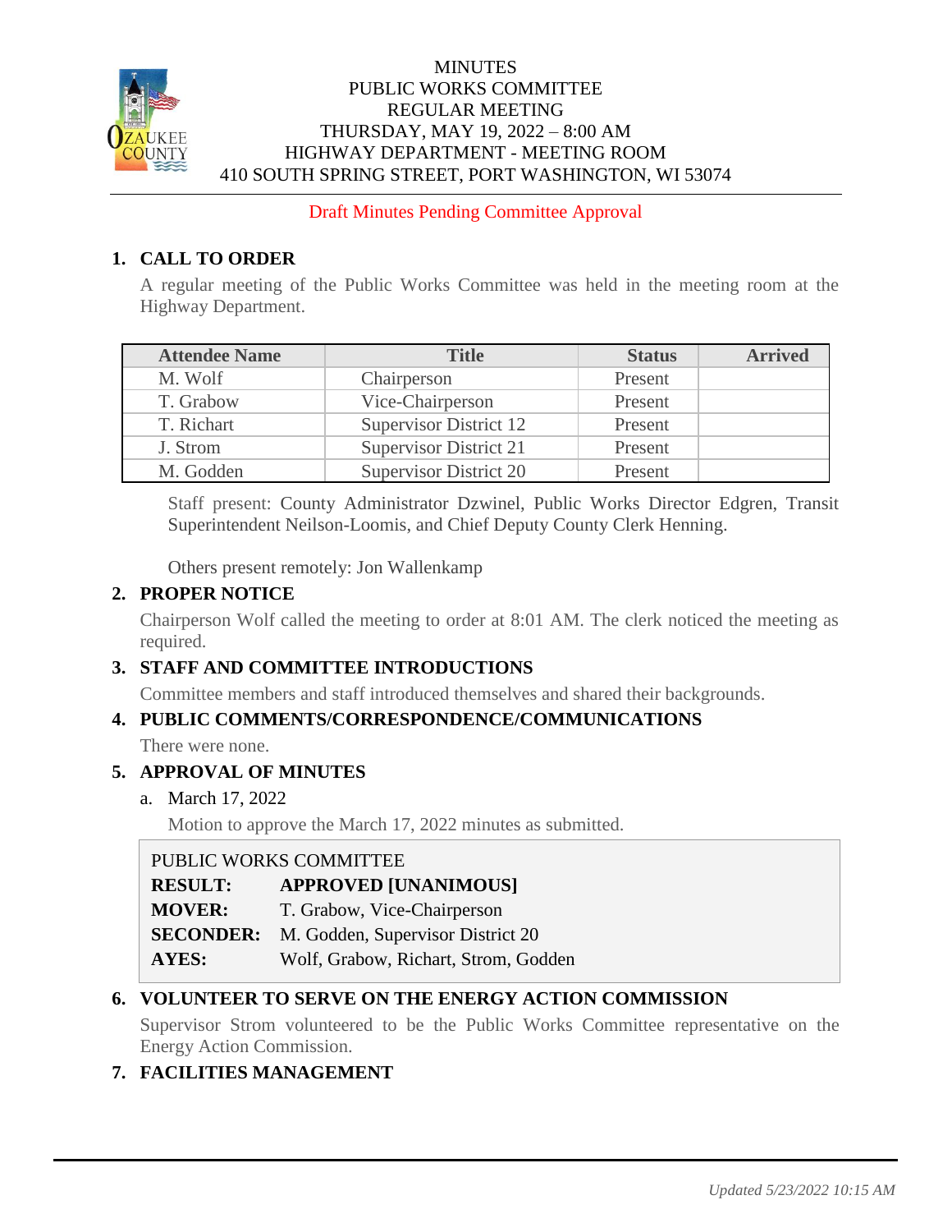# MINUTES
# PUBLIC WORKS COMMITTEE
# REGULAR MEETING
# THURSDAY, MAY 19, 2022 – 8:00 AM
# HIGHWAY DEPARTMENT - MEETING ROOM
# 410 SOUTH SPRING STREET, PORT WASHINGTON, WI 53074

Draft Minutes Pending Committee Approval

## 1. CALL TO ORDER

A regular meeting of the Public Works Committee was held in the meeting room at the Highway Department.

| Attendee Name | Title | Status | Arrived |
|---|---|---|---|
| M. Wolf | Chairperson | Present | |
| T. Grabow | Vice-Chairperson | Present | |
| T. Richart | Supervisor District 12 | Present | |
| J. Strom | Supervisor District 21 | Present | |
| M. Godden | Supervisor District 20 | Present | |

Staff present: County Administrator Dzwinel, Public Works Director Edgren, Transit Superintendent Neilson-Loomis, and Chief Deputy County Clerk Henning.

Others present remotely: Jon Wallenkamp

## 2. PROPER NOTICE

Chairperson Wolf called the meeting to order at 8:01 AM. The clerk noticed the meeting as required.

## 3. STAFF AND COMMITTEE INTRODUCTIONS

Committee members and staff introduced themselves and shared their backgrounds.

## 4. PUBLIC COMMENTS/CORRESPONDENCE/COMMUNICATIONS

There were none.

## 5. APPROVAL OF MINUTES

a. March 17, 2022

Motion to approve the March 17, 2022 minutes as submitted.

PUBLIC WORKS COMMITTEE

**RESULT:** **APPROVED [UNANIMOUS]**
**MOVER:** T. Grabow, Vice-Chairperson
**SECONDER:** M. Godden, Supervisor District 20
**AYES:** Wolf, Grabow, Richart, Strom, Godden

## 6. VOLUNTEER TO SERVE ON THE ENERGY ACTION COMMISSION

Supervisor Strom volunteered to be the Public Works Committee representative on the Energy Action Commission.

## 7. FACILITIES MANAGEMENT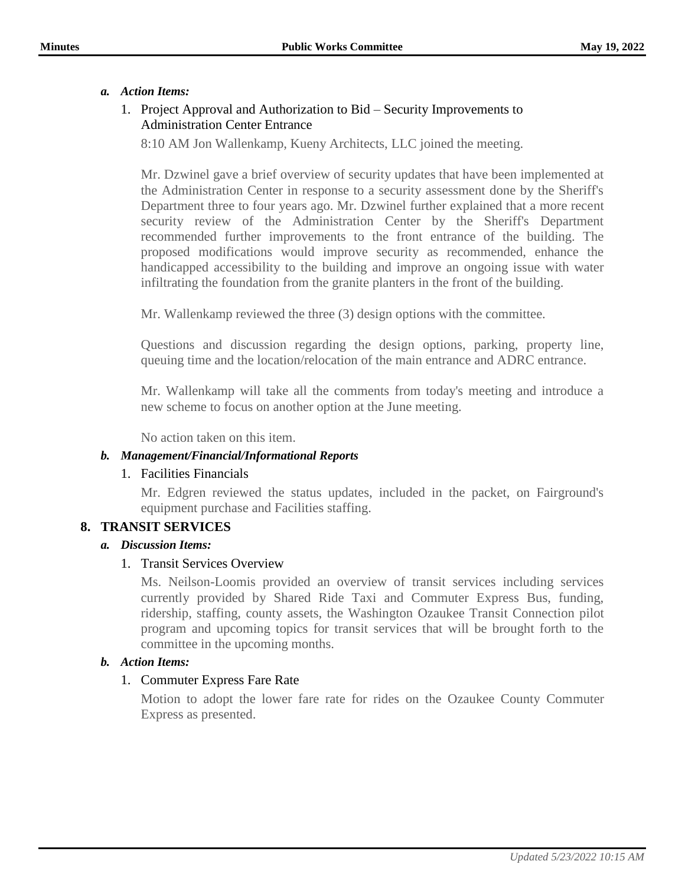***a. Action Items:***

1. Project Approval and Authorization to Bid – Security Improvements to Administration Center Entrance

   8:10 AM Jon Wallenkamp, Kueny Architects, LLC joined the meeting.

   Mr. Dzwinel gave a brief overview of security updates that have been implemented at the Administration Center in response to a security assessment done by the Sheriff's Department three to four years ago. Mr. Dzwinel further explained that a more recent security review of the Administration Center by the Sheriff's Department recommended further improvements to the front entrance of the building. The proposed modifications would improve security as recommended, enhance the handicapped accessibility to the building and improve an ongoing issue with water infiltrating the foundation from the granite planters in the front of the building.

   Mr. Wallenkamp reviewed the three (3) design options with the committee.

   Questions and discussion regarding the design options, parking, property line, queuing time and the location/relocation of the main entrance and ADRC entrance.

   Mr. Wallenkamp will take all the comments from today's meeting and introduce a new scheme to focus on another option at the June meeting.

   No action taken on this item.

***b. Management/Financial/Informational Reports***

1. Facilities Financials

   Mr. Edgren reviewed the status updates, included in the packet, on Fairground's equipment purchase and Facilities staffing.

## 8. TRANSIT SERVICES

***a. Discussion Items:***

1. Transit Services Overview

   Ms. Neilson-Loomis provided an overview of transit services including services currently provided by Shared Ride Taxi and Commuter Express Bus, funding, ridership, staffing, county assets, the Washington Ozaukee Transit Connection pilot program and upcoming topics for transit services that will be brought forth to the committee in the upcoming months.

***b. Action Items:***

1. Commuter Express Fare Rate

   Motion to adopt the lower fare rate for rides on the Ozaukee County Commuter Express as presented.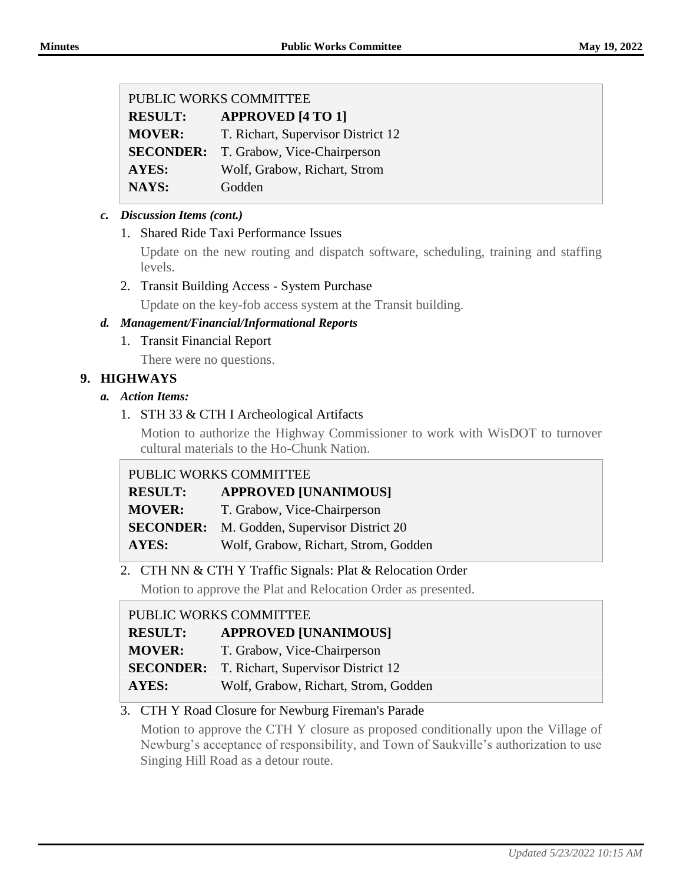| PUBLIC WORKS COMMITTEE | |
|---|---|
| **RESULT:** | **APPROVED [4 TO 1]** |
| **MOVER:** | T. Richart, Supervisor District 12 |
| **SECONDER:** | T. Grabow, Vice-Chairperson |
| **AYES:** | Wolf, Grabow, Richart, Strom |
| **NAYS:** | Godden |

*c.* ***Discussion Items (cont.)***

1. Shared Ride Taxi Performance Issues

   Update on the new routing and dispatch software, scheduling, training and staffing levels.

2. Transit Building Access - System Purchase

   Update on the key-fob access system at the Transit building.

*d.* ***Management/Financial/Informational Reports***

1. Transit Financial Report

   There were no questions.

## 9. HIGHWAYS

*a.* ***Action Items:***

1. STH 33 & CTH I Archeological Artifacts

   Motion to authorize the Highway Commissioner to work with WisDOT to turnover cultural materials to the Ho-Chunk Nation.

| PUBLIC WORKS COMMITTEE | |
|---|---|
| **RESULT:** | **APPROVED [UNANIMOUS]** |
| **MOVER:** | T. Grabow, Vice-Chairperson |
| **SECONDER:** | M. Godden, Supervisor District 20 |
| **AYES:** | Wolf, Grabow, Richart, Strom, Godden |

2. CTH NN & CTH Y Traffic Signals: Plat & Relocation Order

   Motion to approve the Plat and Relocation Order as presented.

| PUBLIC WORKS COMMITTEE | |
|---|---|
| **RESULT:** | **APPROVED [UNANIMOUS]** |
| **MOVER:** | T. Grabow, Vice-Chairperson |
| **SECONDER:** | T. Richart, Supervisor District 12 |
| **AYES:** | Wolf, Grabow, Richart, Strom, Godden |

3. CTH Y Road Closure for Newburg Fireman's Parade

   Motion to approve the CTH Y closure as proposed conditionally upon the Village of Newburg's acceptance of responsibility, and Town of Saukville's authorization to use Singing Hill Road as a detour route.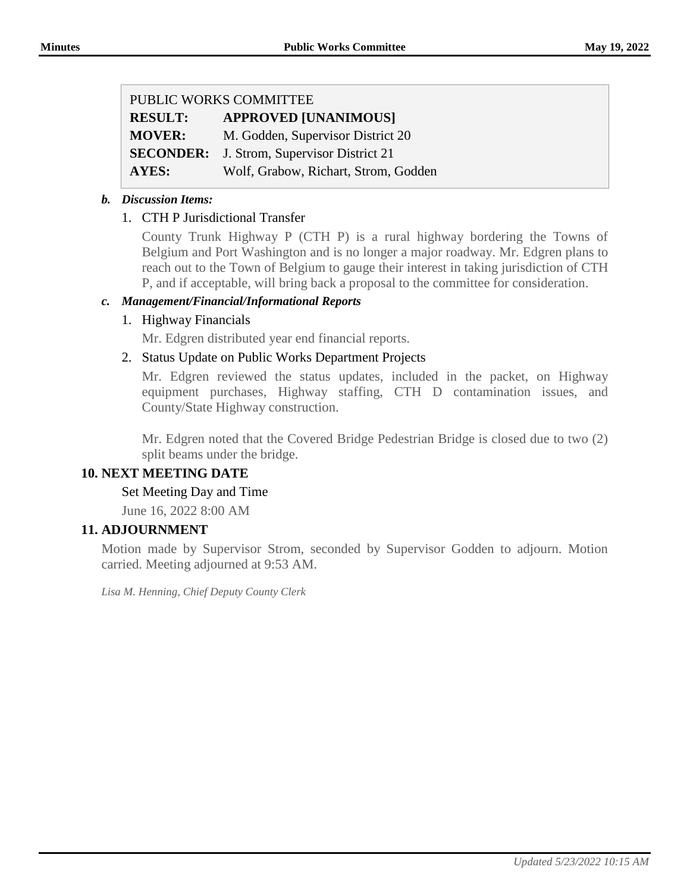| PUBLIC WORKS COMMITTEE | |
|---|---|
| **RESULT:** | **APPROVED [UNANIMOUS]** |
| **MOVER:** | M. Godden, Supervisor District 20 |
| **SECONDER:** | J. Strom, Supervisor District 21 |
| **AYES:** | Wolf, Grabow, Richart, Strom, Godden |

***b. Discussion Items:***

1. CTH P Jurisdictional Transfer

   County Trunk Highway P (CTH P) is a rural highway bordering the Towns of Belgium and Port Washington and is no longer a major roadway. Mr. Edgren plans to reach out to the Town of Belgium to gauge their interest in taking jurisdiction of CTH P, and if acceptable, will bring back a proposal to the committee for consideration.

***c. Management/Financial/Informational Reports***

1. Highway Financials

   Mr. Edgren distributed year end financial reports.

2. Status Update on Public Works Department Projects

   Mr. Edgren reviewed the status updates, included in the packet, on Highway equipment purchases, Highway staffing, CTH D contamination issues, and County/State Highway construction.

   Mr. Edgren noted that the Covered Bridge Pedestrian Bridge is closed due to two (2) split beams under the bridge.

## 10. NEXT MEETING DATE

Set Meeting Day and Time

June 16, 2022 8:00 AM

## 11. ADJOURNMENT

Motion made by Supervisor Strom, seconded by Supervisor Godden to adjourn. Motion carried. Meeting adjourned at 9:53 AM.

*Lisa M. Henning, Chief Deputy County Clerk*